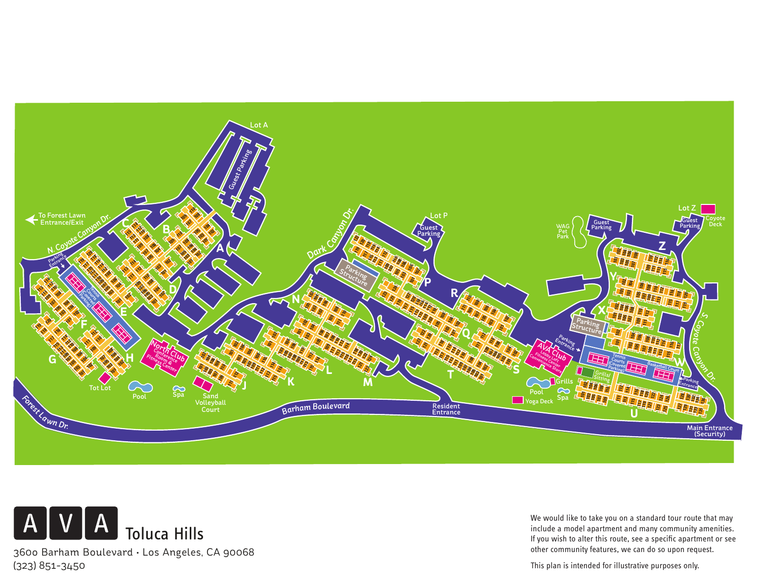Lot A

Guest Parking

To Forest Lawn Entrance/Exit

N. Coyote Canyon Dr.

Parking Entrance

Tennis Courts (Covered Parking)

A B C D E F G H

North Club Conference Room & Fitness Center

Tot Lot

Pool

Spa

Sand Volleyball Court

Forest Lawn Dr.

Dark Canyon Dr.

Lot P

Guest Parking

Parking Structure

J K L M N P Q R S T

Barham Boulevard

Resident Entrance

WAG Pet Park

Guest Parking

Lot Z

Coyote Deck

Guest Parking

Parking Structure

Parking Entrance

AVA Club Lobby Loft Fitness Center Convenience Store

Tennis Courts (Covered Parking)

Basketball Court

Parking Entrance

Grills/Sitting

Grills

Pool

Spa

Yoga Deck

S. Coyote Canyon Dr.

U W X Y Z

Main Entrance (Security)

# AVA Toluca Hills

3600 Barham Boulevard • Los Angeles, CA 90068
(323) 851-3450

We would like to take you on a standard tour route that may include a model apartment and many community amenities. If you wish to alter this route, see a specific apartment or see other community features, we can do so upon request.

This plan is intended for illustrative purposes only.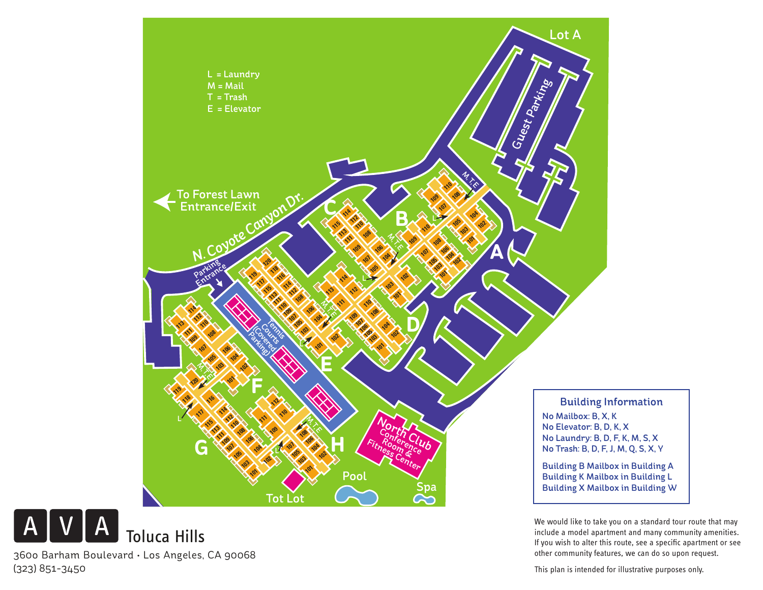L = Laundry
M = Mail
T = Trash
E = Elevator

Lot A

Guest Parking

To Forest Lawn Entrance/Exit

N. Coyote Canyon Dr.

Parking Entrance

Tennis Courts (Covered Parking)

North Club Conference Room & Fitness Center

Tot Lot

Pool

Spa

## Building Information

No Mailbox: B, X, K
No Elevator: B, D, K, X
No Laundry: B, D, F, K, M, S, X
No Trash: B, D, F, J, M, Q, S, X, Y

Building B Mailbox in Building A
Building K Mailbox in Building L
Building X Mailbox in Building W

# AVA Toluca Hills

3600 Barham Boulevard · Los Angeles, CA 90068
(323) 851-3450

We would like to take you on a standard tour route that may include a model apartment and many community amenities. If you wish to alter this route, see a specific apartment or see other community features, we can do so upon request.

This plan is intended for illustrative purposes only.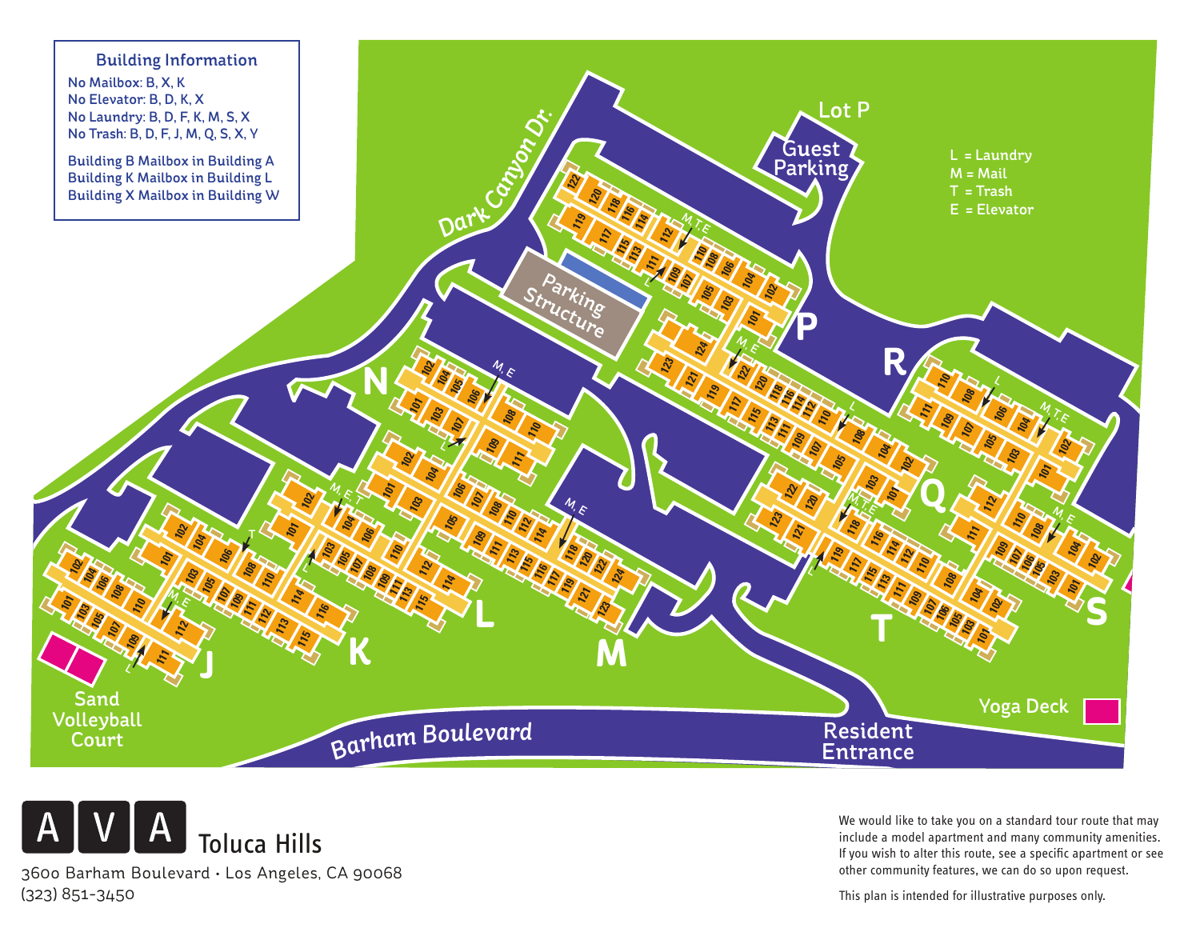## Building Information

No Mailbox: B, X, K
No Elevator: B, D, K, X
No Laundry: B, D, F, K, M, S, X
No Trash: B, D, F, J, M, Q, S, X, Y

Building B Mailbox in Building A
Building K Mailbox in Building L
Building X Mailbox in Building W

L = Laundry
M = Mail
T = Trash
E = Elevator

Dark Canyon Dr.

Lot P

Guest Parking

Parking Structure

Sand Volleyball Court

Barham Boulevard

Resident Entrance

Yoga Deck

# AVA Toluca Hills

3600 Barham Boulevard • Los Angeles, CA 90068
(323) 851-3450

We would like to take you on a standard tour route that may include a model apartment and many community amenities. If you wish to alter this route, see a specific apartment or see other community features, we can do so upon request.

This plan is intended for illustrative purposes only.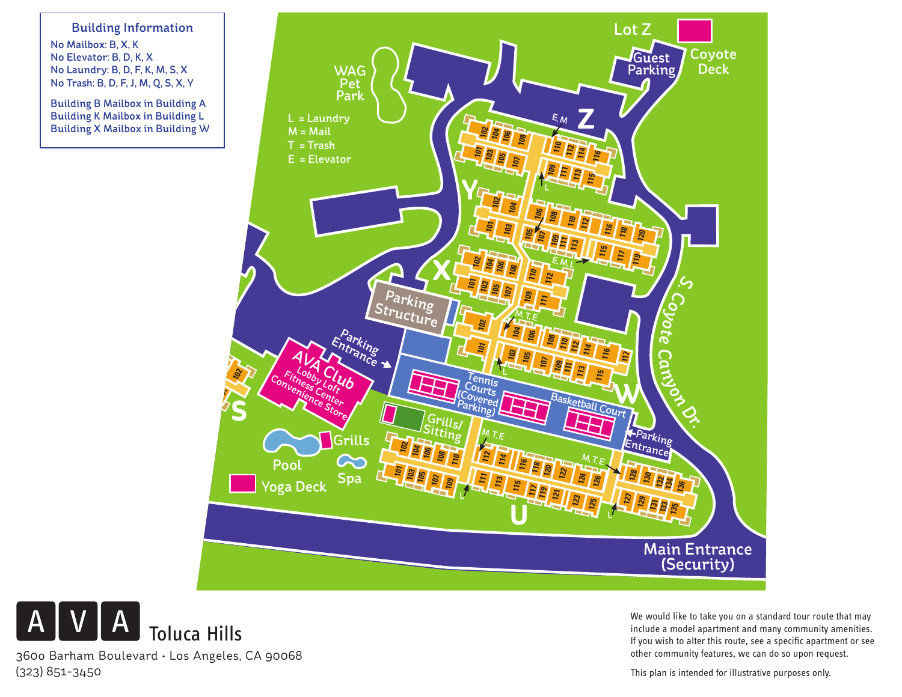## Building Information

No Mailbox: B, X, K
No Elevator: B, D, K, X
No Laundry: B, D, F, K, M, S, X
No Trash: B, D, F, J, M, Q, S, X, Y

Building B Mailbox in Building A
Building K Mailbox in Building L
Building X Mailbox in Building W

L = Laundry
M = Mail
T = Trash
E = Elevator

WAG Pet Park

Lot Z

Guest Parking

Coyote Deck

Z

Y

X

W

U

S

Parking Structure

Parking Entrance

AVA Club
Lobby Loft
Fitness Center
Convenience Store

Tennis Courts (Covered Parking)

Basketball Court

Grills/ Sitting

Grills

Pool

Spa

Yoga Deck

S. Coyote Canyon Dr.

Main Entrance (Security)

**AVA** Toluca Hills

3600 Barham Boulevard · Los Angeles, CA 90068
(323) 851-3450

We would like to take you on a standard tour route that may include a model apartment and many community amenities. If you wish to alter this route, see a specific apartment or see other community features, we can do so upon request.

This plan is intended for illustrative purposes only.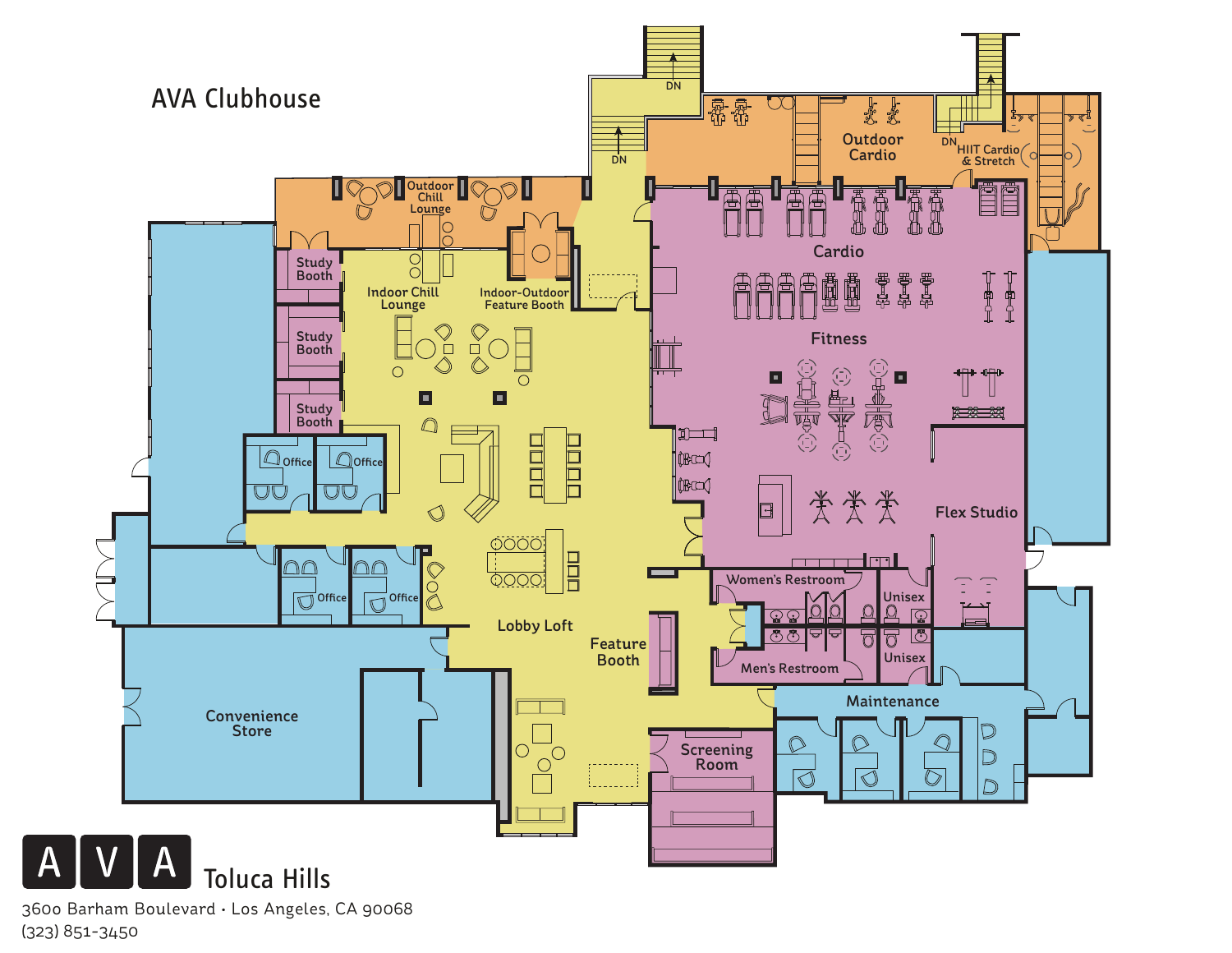# AVA Clubhouse

Outdoor Chill Lounge

Outdoor Cardio

HIIT Cardio & Stretch

DN

DN

DN

Study Booth

Study Booth

Study Booth

Indoor Chill Lounge

Indoor-Outdoor Feature Booth

Cardio

Fitness

Office

Office

Office

Office

Flex Studio

Women's Restroom

Unisex

Unisex

Men's Restroom

Lobby Loft

Feature Booth

Maintenance

Convenience Store

Screening Room

AVA Toluca Hills

3600 Barham Boulevard • Los Angeles, CA 90068

(323) 851-3450